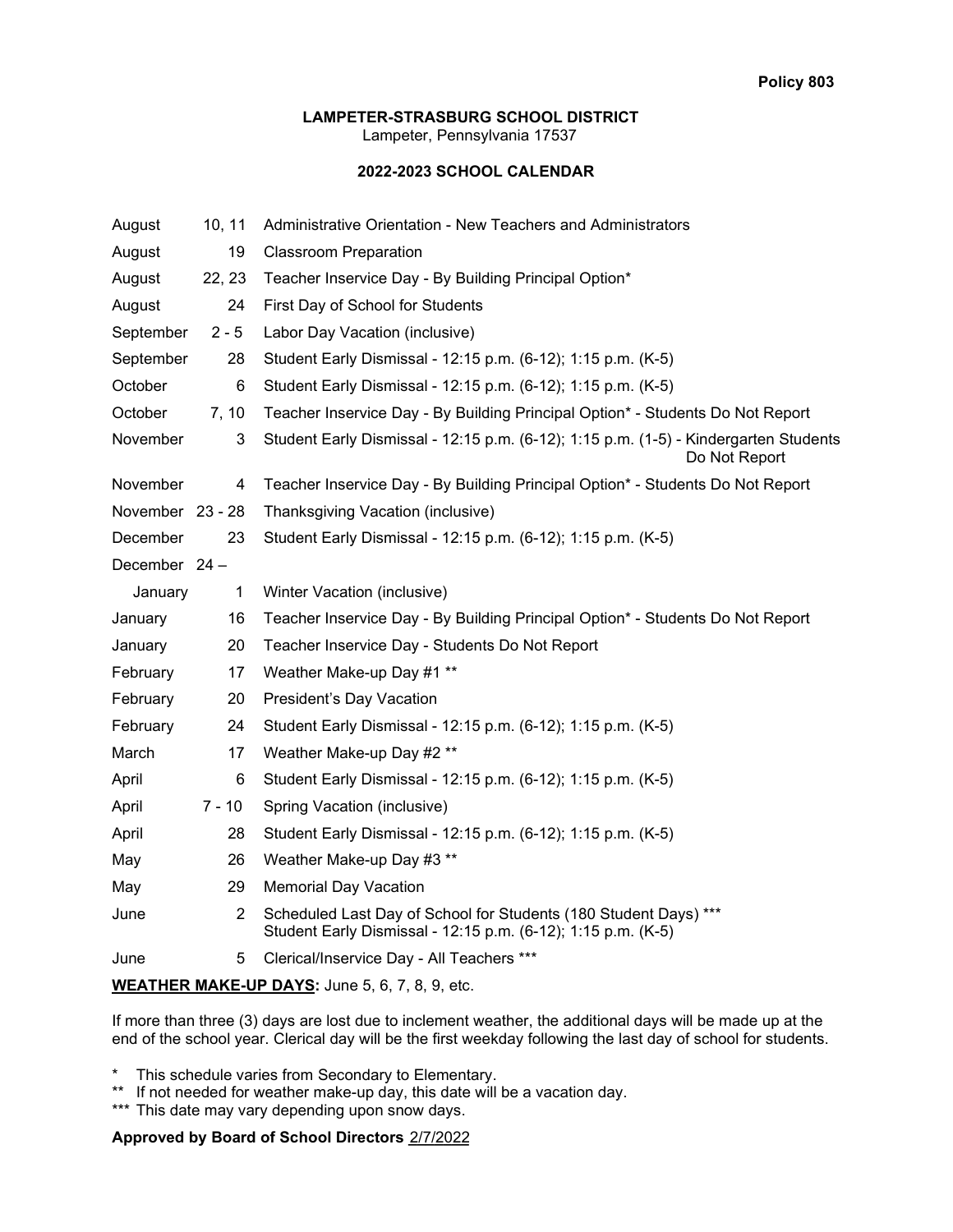**Policy 803**

**LAMPETER-STRASBURG SCHOOL DISTRICT**
Lampeter, Pennsylvania 17537

**2022-2023 SCHOOL CALENDAR**

| Month | Date | Event |
|---|---|---|
| August | 10, 11 | Administrative Orientation - New Teachers and Administrators |
| August | 19 | Classroom Preparation |
| August | 22, 23 | Teacher Inservice Day - By Building Principal Option* |
| August | 24 | First Day of School for Students |
| September | 2 - 5 | Labor Day Vacation (inclusive) |
| September | 28 | Student Early Dismissal - 12:15 p.m. (6-12); 1:15 p.m. (K-5) |
| October | 6 | Student Early Dismissal - 12:15 p.m. (6-12); 1:15 p.m. (K-5) |
| October | 7, 10 | Teacher Inservice Day - By Building Principal Option* - Students Do Not Report |
| November | 3 | Student Early Dismissal - 12:15 p.m. (6-12); 1:15 p.m. (1-5) - Kindergarten Students Do Not Report |
| November | 4 | Teacher Inservice Day - By Building Principal Option* - Students Do Not Report |
| November | 23 - 28 | Thanksgiving Vacation (inclusive) |
| December | 23 | Student Early Dismissal - 12:15 p.m. (6-12); 1:15 p.m. (K-5) |
| December 24 – January | 1 | Winter Vacation (inclusive) |
| January | 16 | Teacher Inservice Day - By Building Principal Option* - Students Do Not Report |
| January | 20 | Teacher Inservice Day - Students Do Not Report |
| February | 17 | Weather Make-up Day #1 ** |
| February | 20 | President's Day Vacation |
| February | 24 | Student Early Dismissal - 12:15 p.m. (6-12); 1:15 p.m. (K-5) |
| March | 17 | Weather Make-up Day #2 ** |
| April | 6 | Student Early Dismissal - 12:15 p.m. (6-12); 1:15 p.m. (K-5) |
| April | 7 - 10 | Spring Vacation (inclusive) |
| April | 28 | Student Early Dismissal - 12:15 p.m. (6-12); 1:15 p.m. (K-5) |
| May | 26 | Weather Make-up Day #3 ** |
| May | 29 | Memorial Day Vacation |
| June | 2 | Scheduled Last Day of School for Students (180 Student Days) *** Student Early Dismissal - 12:15 p.m. (6-12); 1:15 p.m. (K-5) |
| June | 5 | Clerical/Inservice Day - All Teachers *** |

**WEATHER MAKE-UP DAYS:** June 5, 6, 7, 8, 9, etc.

If more than three (3) days are lost due to inclement weather, the additional days will be made up at the end of the school year. Clerical day will be the first weekday following the last day of school for students.

\* This schedule varies from Secondary to Elementary.
\** If not needed for weather make-up day, this date will be a vacation day.
\*** This date may vary depending upon snow days.

**Approved by Board of School Directors** 2/7/2022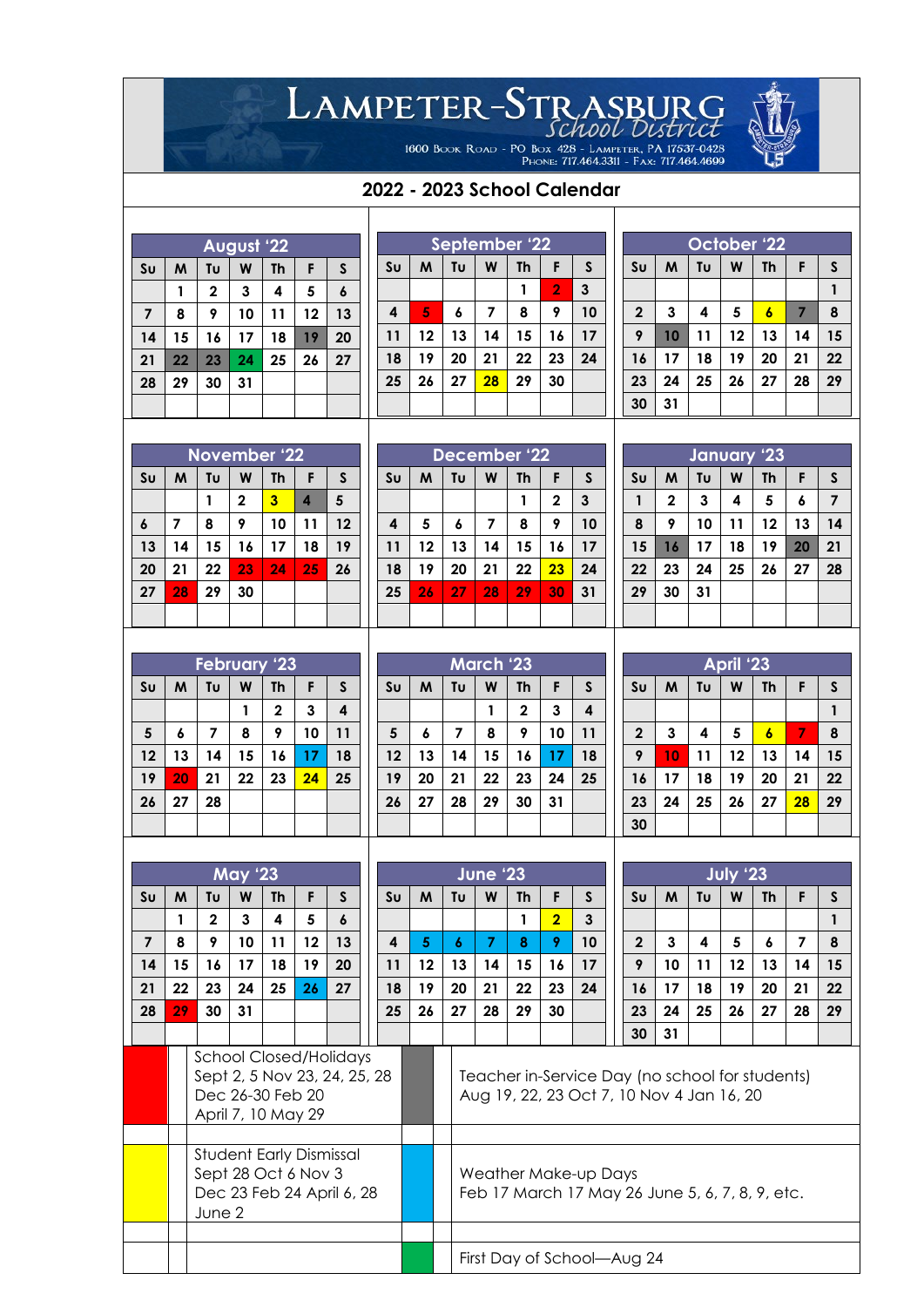# LAMPETER-STRASBURG School District

1600 Book Road - PO Box 428 - Lampeter, PA 17537-0428
Phone: 717.464.3311 - Fax: 717.464.4699

## 2022 - 2023 School Calendar

**August '22**

| Su | M | Tu | W | Th | F | S |
|---|---|---|---|---|---|---|
| | 1 | 2 | 3 | 4 | 5 | 6 |
| 7 | 8 | 9 | 10 | 11 | 12 | 13 |
| 14 | 15 | 16 | 17 | 18 | 19 | 20 |
| 21 | 22 | 23 | 24 | 25 | 26 | 27 |
| 28 | 29 | 30 | 31 | | | |

**September '22**

| Su | M | Tu | W | Th | F | S |
|---|---|---|---|---|---|---|
| | | | | 1 | 2 | 3 |
| 4 | 5 | 6 | 7 | 8 | 9 | 10 |
| 11 | 12 | 13 | 14 | 15 | 16 | 17 |
| 18 | 19 | 20 | 21 | 22 | 23 | 24 |
| 25 | 26 | 27 | 28 | 29 | 30 | |

**October '22**

| Su | M | Tu | W | Th | F | S |
|---|---|---|---|---|---|---|
| | | | | | | 1 |
| 2 | 3 | 4 | 5 | 6 | 7 | 8 |
| 9 | 10 | 11 | 12 | 13 | 14 | 15 |
| 16 | 17 | 18 | 19 | 20 | 21 | 22 |
| 23 | 24 | 25 | 26 | 27 | 28 | 29 |
| 30 | 31 | | | | | |

**November '22**

| Su | M | Tu | W | Th | F | S |
|---|---|---|---|---|---|---|
| | | 1 | 2 | 3 | 4 | 5 |
| 6 | 7 | 8 | 9 | 10 | 11 | 12 |
| 13 | 14 | 15 | 16 | 17 | 18 | 19 |
| 20 | 21 | 22 | 23 | 24 | 25 | 26 |
| 27 | 28 | 29 | 30 | | | |

**December '22**

| Su | M | Tu | W | Th | F | S |
|---|---|---|---|---|---|---|
| | | | | 1 | 2 | 3 |
| 4 | 5 | 6 | 7 | 8 | 9 | 10 |
| 11 | 12 | 13 | 14 | 15 | 16 | 17 |
| 18 | 19 | 20 | 21 | 22 | 23 | 24 |
| 25 | 26 | 27 | 28 | 29 | 30 | 31 |

**January '23**

| Su | M | Tu | W | Th | F | S |
|---|---|---|---|---|---|---|
| 1 | 2 | 3 | 4 | 5 | 6 | 7 |
| 8 | 9 | 10 | 11 | 12 | 13 | 14 |
| 15 | 16 | 17 | 18 | 19 | 20 | 21 |
| 22 | 23 | 24 | 25 | 26 | 27 | 28 |
| 29 | 30 | 31 | | | | |

**February '23**

| Su | M | Tu | W | Th | F | S |
|---|---|---|---|---|---|---|
| | | | 1 | 2 | 3 | 4 |
| 5 | 6 | 7 | 8 | 9 | 10 | 11 |
| 12 | 13 | 14 | 15 | 16 | 17 | 18 |
| 19 | 20 | 21 | 22 | 23 | 24 | 25 |
| 26 | 27 | 28 | | | | |

**March '23**

| Su | M | Tu | W | Th | F | S |
|---|---|---|---|---|---|---|
| | | | 1 | 2 | 3 | 4 |
| 5 | 6 | 7 | 8 | 9 | 10 | 11 |
| 12 | 13 | 14 | 15 | 16 | 17 | 18 |
| 19 | 20 | 21 | 22 | 23 | 24 | 25 |
| 26 | 27 | 28 | 29 | 30 | 31 | |

**April '23**

| Su | M | Tu | W | Th | F | S |
|---|---|---|---|---|---|---|
| | | | | | | 1 |
| 2 | 3 | 4 | 5 | 6 | 7 | 8 |
| 9 | 10 | 11 | 12 | 13 | 14 | 15 |
| 16 | 17 | 18 | 19 | 20 | 21 | 22 |
| 23 | 24 | 25 | 26 | 27 | 28 | 29 |
| 30 | | | | | | |

**May '23**

| Su | M | Tu | W | Th | F | S |
|---|---|---|---|---|---|---|
| | 1 | 2 | 3 | 4 | 5 | 6 |
| 7 | 8 | 9 | 10 | 11 | 12 | 13 |
| 14 | 15 | 16 | 17 | 18 | 19 | 20 |
| 21 | 22 | 23 | 24 | 25 | 26 | 27 |
| 28 | 29 | 30 | 31 | | | |

**June '23**

| Su | M | Tu | W | Th | F | S |
|---|---|---|---|---|---|---|
| | | | | 1 | 2 | 3 |
| 4 | 5 | 6 | 7 | 8 | 9 | 10 |
| 11 | 12 | 13 | 14 | 15 | 16 | 17 |
| 18 | 19 | 20 | 21 | 22 | 23 | 24 |
| 25 | 26 | 27 | 28 | 29 | 30 | |

**July '23**

| Su | M | Tu | W | Th | F | S |
|---|---|---|---|---|---|---|
| | | | | | | 1 |
| 2 | 3 | 4 | 5 | 6 | 7 | 8 |
| 9 | 10 | 11 | 12 | 13 | 14 | 15 |
| 16 | 17 | 18 | 19 | 20 | 21 | 22 |
| 23 | 24 | 25 | 26 | 27 | 28 | 29 |
| 30 | 31 | | | | | |

**Legend**

| Color | Description |
|---|---|
| Red | School Closed/Holidays: Sept 2, 5 Nov 23, 24, 25, 28 Dec 26-30 Feb 20 April 7, 10 May 29 |
| Gray | Teacher in-Service Day (no school for students): Aug 19, 22, 23 Oct 7, 10 Nov 4 Jan 16, 20 |
| Yellow | Student Early Dismissal: Sept 28 Oct 6 Nov 3 Dec 23 Feb 24 April 6, 28 June 2 |
| Blue | Weather Make-up Days: Feb 17 March 17 May 26 June 5, 6, 7, 8, 9, etc. |
| Green | First Day of School—Aug 24 |